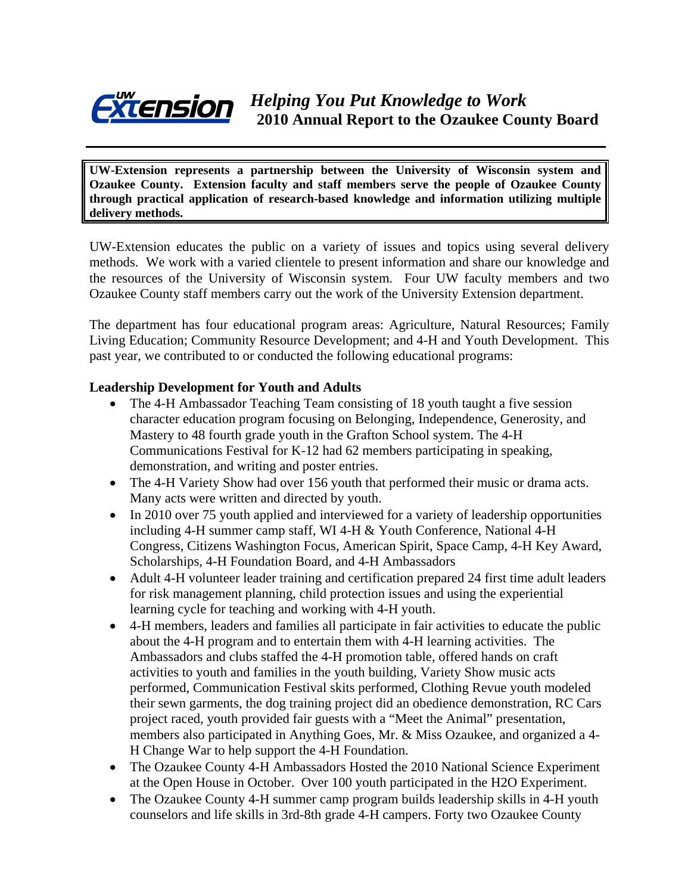# *Helping You Put Knowledge to Work*
## 2010 Annual Report to the Ozaukee County Board

**UW-Extension represents a partnership between the University of Wisconsin system and Ozaukee County. Extension faculty and staff members serve the people of Ozaukee County through practical application of research-based knowledge and information utilizing multiple delivery methods.**

UW-Extension educates the public on a variety of issues and topics using several delivery methods. We work with a varied clientele to present information and share our knowledge and the resources of the University of Wisconsin system. Four UW faculty members and two Ozaukee County staff members carry out the work of the University Extension department.

The department has four educational program areas: Agriculture, Natural Resources; Family Living Education; Community Resource Development; and 4-H and Youth Development. This past year, we contributed to or conducted the following educational programs:

**Leadership Development for Youth and Adults**

- The 4-H Ambassador Teaching Team consisting of 18 youth taught a five session character education program focusing on Belonging, Independence, Generosity, and Mastery to 48 fourth grade youth in the Grafton School system. The 4-H Communications Festival for K-12 had 62 members participating in speaking, demonstration, and writing and poster entries.
- The 4-H Variety Show had over 156 youth that performed their music or drama acts. Many acts were written and directed by youth.
- In 2010 over 75 youth applied and interviewed for a variety of leadership opportunities including 4-H summer camp staff, WI 4-H & Youth Conference, National 4-H Congress, Citizens Washington Focus, American Spirit, Space Camp, 4-H Key Award, Scholarships, 4-H Foundation Board, and 4-H Ambassadors
- Adult 4-H volunteer leader training and certification prepared 24 first time adult leaders for risk management planning, child protection issues and using the experiential learning cycle for teaching and working with 4-H youth.
- 4-H members, leaders and families all participate in fair activities to educate the public about the 4-H program and to entertain them with 4-H learning activities. The Ambassadors and clubs staffed the 4-H promotion table, offered hands on craft activities to youth and families in the youth building, Variety Show music acts performed, Communication Festival skits performed, Clothing Revue youth modeled their sewn garments, the dog training project did an obedience demonstration, RC Cars project raced, youth provided fair guests with a "Meet the Animal" presentation, members also participated in Anything Goes, Mr. & Miss Ozaukee, and organized a 4-H Change War to help support the 4-H Foundation.
- The Ozaukee County 4-H Ambassadors Hosted the 2010 National Science Experiment at the Open House in October. Over 100 youth participated in the H2O Experiment.
- The Ozaukee County 4-H summer camp program builds leadership skills in 4-H youth counselors and life skills in 3rd-8th grade 4-H campers. Forty two Ozaukee County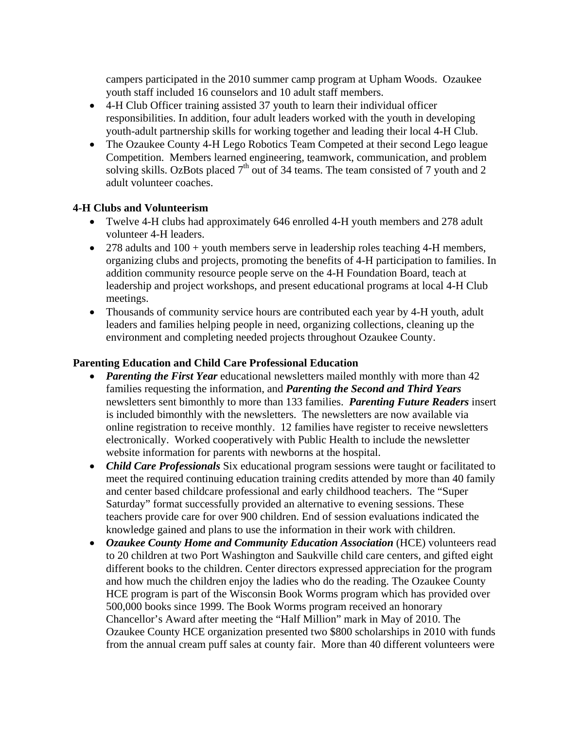campers participated in the 2010 summer camp program at Upham Woods. Ozaukee youth staff included 16 counselors and 10 adult staff members.

- 4-H Club Officer training assisted 37 youth to learn their individual officer responsibilities. In addition, four adult leaders worked with the youth in developing youth-adult partnership skills for working together and leading their local 4-H Club.
- The Ozaukee County 4-H Lego Robotics Team Competed at their second Lego league Competition. Members learned engineering, teamwork, communication, and problem solving skills. OzBots placed 7th out of 34 teams. The team consisted of 7 youth and 2 adult volunteer coaches.

**4-H Clubs and Volunteerism**

- Twelve 4-H clubs had approximately 646 enrolled 4-H youth members and 278 adult volunteer 4-H leaders.
- 278 adults and 100 + youth members serve in leadership roles teaching 4-H members, organizing clubs and projects, promoting the benefits of 4-H participation to families. In addition community resource people serve on the 4-H Foundation Board, teach at leadership and project workshops, and present educational programs at local 4-H Club meetings.
- Thousands of community service hours are contributed each year by 4-H youth, adult leaders and families helping people in need, organizing collections, cleaning up the environment and completing needed projects throughout Ozaukee County.

**Parenting Education and Child Care Professional Education**

- ***Parenting the First Year*** educational newsletters mailed monthly with more than 42 families requesting the information, and ***Parenting the Second and Third Years*** newsletters sent bimonthly to more than 133 families. ***Parenting Future Readers*** insert is included bimonthly with the newsletters. The newsletters are now available via online registration to receive monthly. 12 families have register to receive newsletters electronically. Worked cooperatively with Public Health to include the newsletter website information for parents with newborns at the hospital.
- ***Child Care Professionals*** Six educational program sessions were taught or facilitated to meet the required continuing education training credits attended by more than 40 family and center based childcare professional and early childhood teachers. The "Super Saturday" format successfully provided an alternative to evening sessions. These teachers provide care for over 900 children. End of session evaluations indicated the knowledge gained and plans to use the information in their work with children.
- ***Ozaukee County Home and Community Education Association*** (HCE) volunteers read to 20 children at two Port Washington and Saukville child care centers, and gifted eight different books to the children. Center directors expressed appreciation for the program and how much the children enjoy the ladies who do the reading. The Ozaukee County HCE program is part of the Wisconsin Book Worms program which has provided over 500,000 books since 1999. The Book Worms program received an honorary Chancellor's Award after meeting the "Half Million" mark in May of 2010. The Ozaukee County HCE organization presented two $800 scholarships in 2010 with funds from the annual cream puff sales at county fair. More than 40 different volunteers were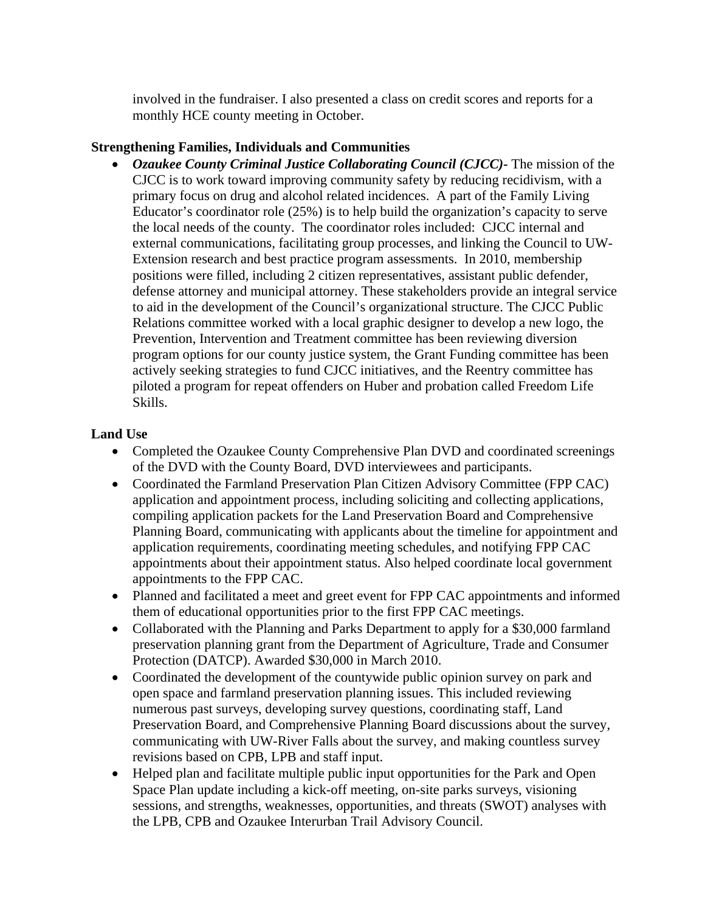involved in the fundraiser. I also presented a class on credit scores and reports for a monthly HCE county meeting in October.

**Strengthening Families, Individuals and Communities**

- ***Ozaukee County Criminal Justice Collaborating Council (CJCC)-*** The mission of the CJCC is to work toward improving community safety by reducing recidivism, with a primary focus on drug and alcohol related incidences. A part of the Family Living Educator's coordinator role (25%) is to help build the organization's capacity to serve the local needs of the county. The coordinator roles included: CJCC internal and external communications, facilitating group processes, and linking the Council to UW-Extension research and best practice program assessments. In 2010, membership positions were filled, including 2 citizen representatives, assistant public defender, defense attorney and municipal attorney. These stakeholders provide an integral service to aid in the development of the Council's organizational structure. The CJCC Public Relations committee worked with a local graphic designer to develop a new logo, the Prevention, Intervention and Treatment committee has been reviewing diversion program options for our county justice system, the Grant Funding committee has been actively seeking strategies to fund CJCC initiatives, and the Reentry committee has piloted a program for repeat offenders on Huber and probation called Freedom Life Skills.

**Land Use**

- Completed the Ozaukee County Comprehensive Plan DVD and coordinated screenings of the DVD with the County Board, DVD interviewees and participants.
- Coordinated the Farmland Preservation Plan Citizen Advisory Committee (FPP CAC) application and appointment process, including soliciting and collecting applications, compiling application packets for the Land Preservation Board and Comprehensive Planning Board, communicating with applicants about the timeline for appointment and application requirements, coordinating meeting schedules, and notifying FPP CAC appointments about their appointment status. Also helped coordinate local government appointments to the FPP CAC.
- Planned and facilitated a meet and greet event for FPP CAC appointments and informed them of educational opportunities prior to the first FPP CAC meetings.
- Collaborated with the Planning and Parks Department to apply for a $30,000 farmland preservation planning grant from the Department of Agriculture, Trade and Consumer Protection (DATCP). Awarded $30,000 in March 2010.
- Coordinated the development of the countywide public opinion survey on park and open space and farmland preservation planning issues. This included reviewing numerous past surveys, developing survey questions, coordinating staff, Land Preservation Board, and Comprehensive Planning Board discussions about the survey, communicating with UW-River Falls about the survey, and making countless survey revisions based on CPB, LPB and staff input.
- Helped plan and facilitate multiple public input opportunities for the Park and Open Space Plan update including a kick-off meeting, on-site parks surveys, visioning sessions, and strengths, weaknesses, opportunities, and threats (SWOT) analyses with the LPB, CPB and Ozaukee Interurban Trail Advisory Council.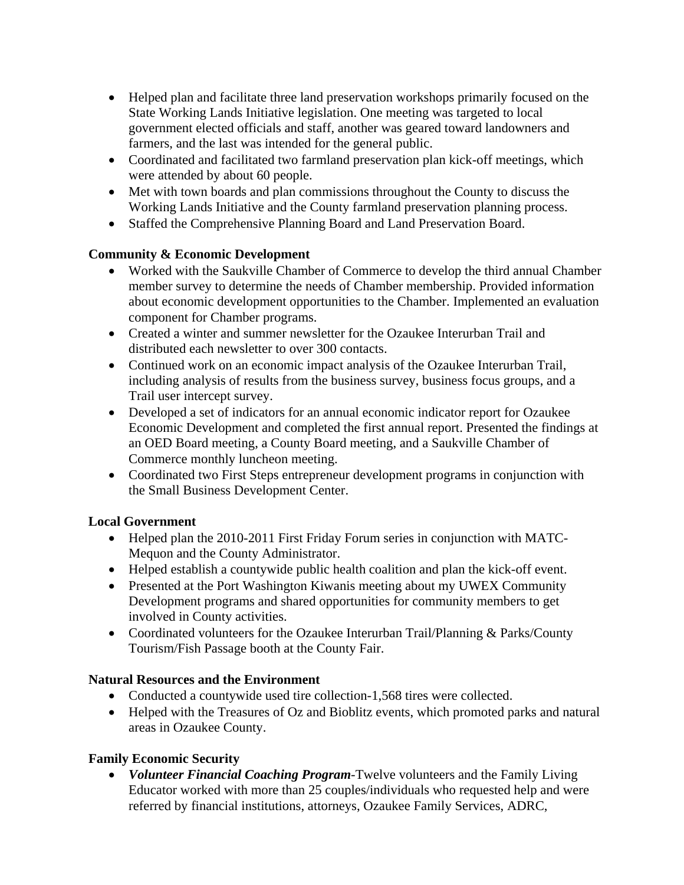- Helped plan and facilitate three land preservation workshops primarily focused on the State Working Lands Initiative legislation. One meeting was targeted to local government elected officials and staff, another was geared toward landowners and farmers, and the last was intended for the general public.
- Coordinated and facilitated two farmland preservation plan kick-off meetings, which were attended by about 60 people.
- Met with town boards and plan commissions throughout the County to discuss the Working Lands Initiative and the County farmland preservation planning process.
- Staffed the Comprehensive Planning Board and Land Preservation Board.

**Community & Economic Development**

- Worked with the Saukville Chamber of Commerce to develop the third annual Chamber member survey to determine the needs of Chamber membership. Provided information about economic development opportunities to the Chamber. Implemented an evaluation component for Chamber programs.
- Created a winter and summer newsletter for the Ozaukee Interurban Trail and distributed each newsletter to over 300 contacts.
- Continued work on an economic impact analysis of the Ozaukee Interurban Trail, including analysis of results from the business survey, business focus groups, and a Trail user intercept survey.
- Developed a set of indicators for an annual economic indicator report for Ozaukee Economic Development and completed the first annual report. Presented the findings at an OED Board meeting, a County Board meeting, and a Saukville Chamber of Commerce monthly luncheon meeting.
- Coordinated two First Steps entrepreneur development programs in conjunction with the Small Business Development Center.

**Local Government**

- Helped plan the 2010-2011 First Friday Forum series in conjunction with MATC-Mequon and the County Administrator.
- Helped establish a countywide public health coalition and plan the kick-off event.
- Presented at the Port Washington Kiwanis meeting about my UWEX Community Development programs and shared opportunities for community members to get involved in County activities.
- Coordinated volunteers for the Ozaukee Interurban Trail/Planning & Parks/County Tourism/Fish Passage booth at the County Fair.

**Natural Resources and the Environment**

- Conducted a countywide used tire collection-1,568 tires were collected.
- Helped with the Treasures of Oz and Bioblitz events, which promoted parks and natural areas in Ozaukee County.

**Family Economic Security**

- ***Volunteer Financial Coaching Program***-Twelve volunteers and the Family Living Educator worked with more than 25 couples/individuals who requested help and were referred by financial institutions, attorneys, Ozaukee Family Services, ADRC,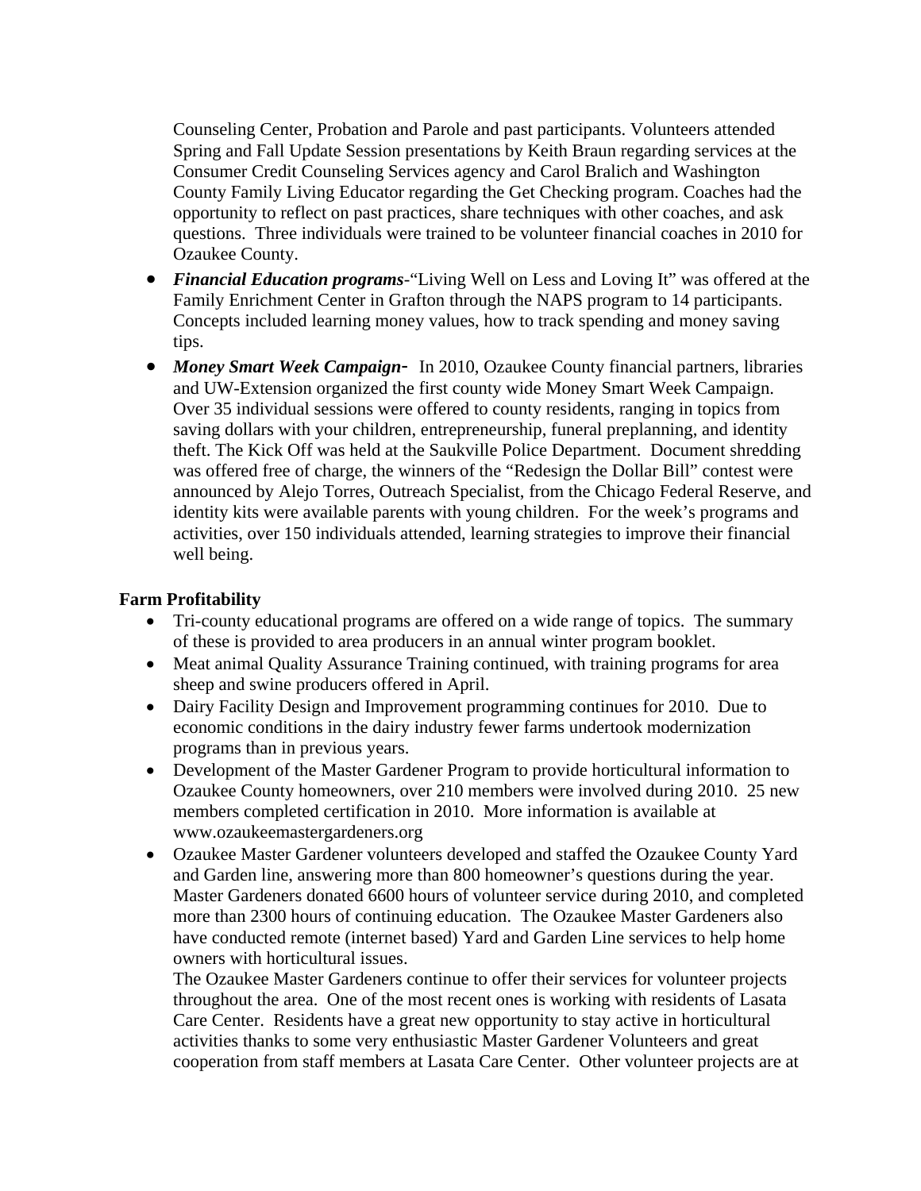Counseling Center, Probation and Parole and past participants. Volunteers attended Spring and Fall Update Session presentations by Keith Braun regarding services at the Consumer Credit Counseling Services agency and Carol Bralich and Washington County Family Living Educator regarding the Get Checking program. Coaches had the opportunity to reflect on past practices, share techniques with other coaches, and ask questions.  Three individuals were trained to be volunteer financial coaches in 2010 for Ozaukee County.

- ***Financial Education programs***-"Living Well on Less and Loving It" was offered at the Family Enrichment Center in Grafton through the NAPS program to 14 participants. Concepts included learning money values, how to track spending and money saving tips.
- ***Money Smart Week Campaign***-  In 2010, Ozaukee County financial partners, libraries and UW-Extension organized the first county wide Money Smart Week Campaign. Over 35 individual sessions were offered to county residents, ranging in topics from saving dollars with your children, entrepreneurship, funeral preplanning, and identity theft. The Kick Off was held at the Saukville Police Department.  Document shredding was offered free of charge, the winners of the "Redesign the Dollar Bill" contest were announced by Alejo Torres, Outreach Specialist, from the Chicago Federal Reserve, and identity kits were available parents with young children.  For the week's programs and activities, over 150 individuals attended, learning strategies to improve their financial well being.

**Farm Profitability**

- Tri-county educational programs are offered on a wide range of topics.  The summary of these is provided to area producers in an annual winter program booklet.
- Meat animal Quality Assurance Training continued, with training programs for area sheep and swine producers offered in April.
- Dairy Facility Design and Improvement programming continues for 2010.  Due to economic conditions in the dairy industry fewer farms undertook modernization programs than in previous years.
- Development of the Master Gardener Program to provide horticultural information to Ozaukee County homeowners, over 210 members were involved during 2010.  25 new members completed certification in 2010.  More information is available at www.ozaukeemastergardeners.org
- Ozaukee Master Gardener volunteers developed and staffed the Ozaukee County Yard and Garden line, answering more than 800 homeowner's questions during the year. Master Gardeners donated 6600 hours of volunteer service during 2010, and completed more than 2300 hours of continuing education.  The Ozaukee Master Gardeners also have conducted remote (internet based) Yard and Garden Line services to help home owners with horticultural issues.

  The Ozaukee Master Gardeners continue to offer their services for volunteer projects throughout the area.  One of the most recent ones is working with residents of Lasata Care Center.  Residents have a great new opportunity to stay active in horticultural activities thanks to some very enthusiastic Master Gardener Volunteers and great cooperation from staff members at Lasata Care Center.  Other volunteer projects are at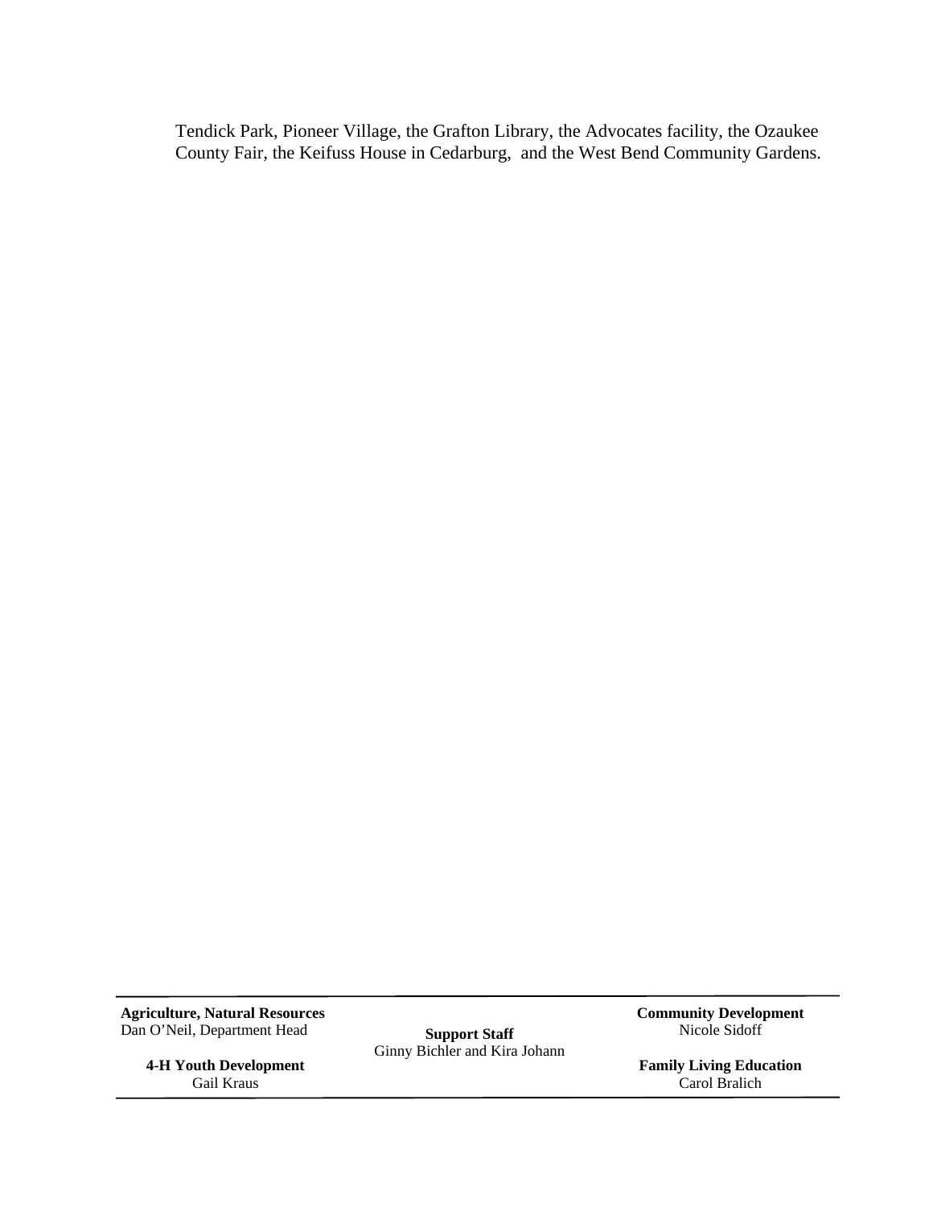Tendick Park, Pioneer Village, the Grafton Library, the Advocates facility, the Ozaukee County Fair, the Keifuss House in Cedarburg, and the West Bend Community Gardens.

---

**Agriculture, Natural Resources**
Dan O'Neil, Department Head

**4-H Youth Development**
Gail Kraus

**Support Staff**
Ginny Bichler and Kira Johann

**Community Development**
Nicole Sidoff

**Family Living Education**
Carol Bralich